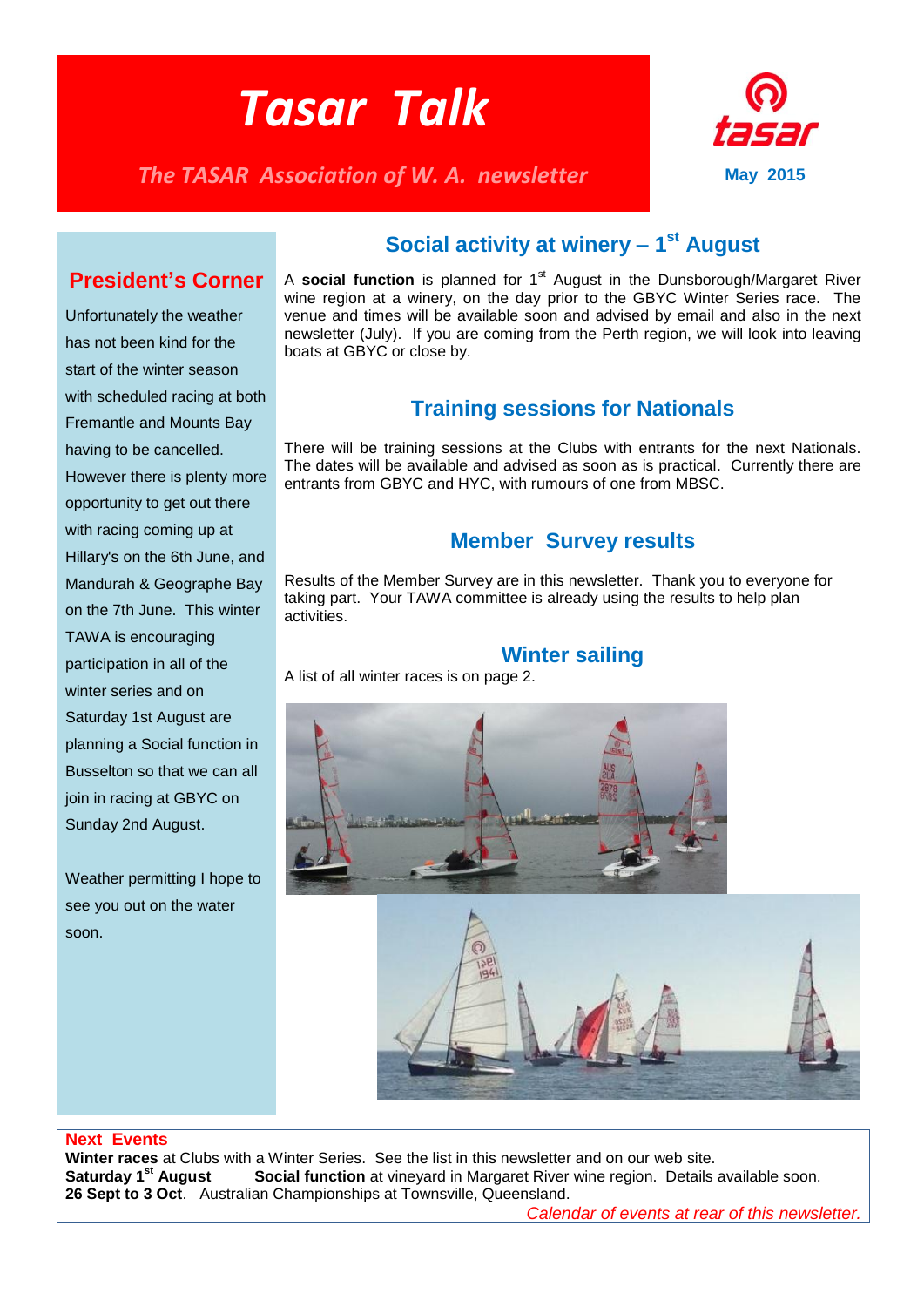# Tasar Talk

*The TASAR Association of W. A. newsletter*

**May 2015**

## President's Corner

Unfortunately the weather has not been kind for the start of the winter season with scheduled racing at both Fremantle and Mounts Bay having to be cancelled. However there is plenty more opportunity to get out there with racing coming up at Hillary's on the 6th June, and Mandurah & Geographe Bay on the 7th June. This winter TAWA is encouraging participation in all of the winter series and on Saturday 1st August are planning a Social function in Busselton so that we can all join in racing at GBYC on Sunday 2nd August.

Weather permitting I hope to see you out on the water soon.

## Social activity at winery – 1st August

A **social function** is planned for 1st August in the Dunsborough/Margaret River wine region at a winery, on the day prior to the GBYC Winter Series race. The venue and times will be available soon and advised by email and also in the next newsletter (July). If you are coming from the Perth region, we will look into leaving boats at GBYC or close by.

## Training sessions for Nationals

There will be training sessions at the Clubs with entrants for the next Nationals. The dates will be available and advised as soon as is practical. Currently there are entrants from GBYC and HYC, with rumours of one from MBSC.

## Member Survey results

Results of the Member Survey are in this newsletter. Thank you to everyone for taking part. Your TAWA committee is already using the results to help plan activities.

## Winter sailing

A list of all winter races is on page 2.

**Next Events**

**Winter races** at Clubs with a Winter Series. See the list in this newsletter and on our web site.
**Saturday 1st August** **Social function** at vineyard in Margaret River wine region. Details available soon.
**26 Sept to 3 Oct**. Australian Championships at Townsville, Queensland.

*Calendar of events at rear of this newsletter.*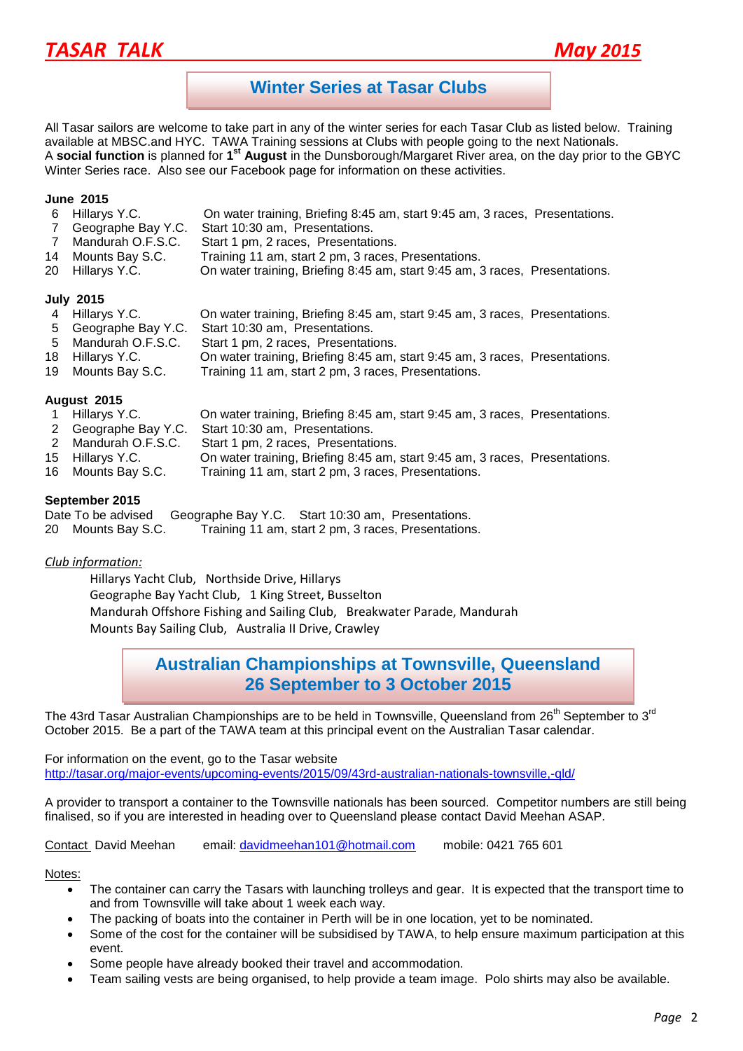## Winter Series at Tasar Clubs

All Tasar sailors are welcome to take part in any of the winter series for each Tasar Club as listed below. Training available at MBSC.and HYC. TAWA Training sessions at Clubs with people going to the next Nationals.
A **social function** is planned for **1st August** in the Dunsborough/Margaret River area, on the day prior to the GBYC Winter Series race. Also see our Facebook page for information on these activities.

**June 2015**

| | | |
|---|---|---|
| 6 | Hillarys Y.C. | On water training, Briefing 8:45 am, start 9:45 am, 3 races, Presentations. |
| 7 | Geographe Bay Y.C. | Start 10:30 am, Presentations. |
| 7 | Mandurah O.F.S.C. | Start 1 pm, 2 races, Presentations. |
| 14 | Mounts Bay S.C. | Training 11 am, start 2 pm, 3 races, Presentations. |
| 20 | Hillarys Y.C. | On water training, Briefing 8:45 am, start 9:45 am, 3 races, Presentations. |

**July 2015**

| | | |
|---|---|---|
| 4 | Hillarys Y.C. | On water training, Briefing 8:45 am, start 9:45 am, 3 races, Presentations. |
| 5 | Geographe Bay Y.C. | Start 10:30 am, Presentations. |
| 5 | Mandurah O.F.S.C. | Start 1 pm, 2 races, Presentations. |
| 18 | Hillarys Y.C. | On water training, Briefing 8:45 am, start 9:45 am, 3 races, Presentations. |
| 19 | Mounts Bay S.C. | Training 11 am, start 2 pm, 3 races, Presentations. |

**August 2015**

| | | |
|---|---|---|
| 1 | Hillarys Y.C. | On water training, Briefing 8:45 am, start 9:45 am, 3 races, Presentations. |
| 2 | Geographe Bay Y.C. | Start 10:30 am, Presentations. |
| 2 | Mandurah O.F.S.C. | Start 1 pm, 2 races, Presentations. |
| 15 | Hillarys Y.C. | On water training, Briefing 8:45 am, start 9:45 am, 3 races, Presentations. |
| 16 | Mounts Bay S.C. | Training 11 am, start 2 pm, 3 races, Presentations. |

**September 2015**

| | | |
|---|---|---|
| Date To be advised | Geographe Bay Y.C. | Start 10:30 am, Presentations. |
| 20 | Mounts Bay S.C. | Training 11 am, start 2 pm, 3 races, Presentations. |

*Club information:*

Hillarys Yacht Club, Northside Drive, Hillarys
Geographe Bay Yacht Club, 1 King Street, Busselton
Mandurah Offshore Fishing and Sailing Club, Breakwater Parade, Mandurah
Mounts Bay Sailing Club, Australia II Drive, Crawley

## Australian Championships at Townsville, Queensland 26 September to 3 October 2015

The 43rd Tasar Australian Championships are to be held in Townsville, Queensland from 26th September to 3rd October 2015. Be a part of the TAWA team at this principal event on the Australian Tasar calendar.

For information on the event, go to the Tasar website
http://tasar.org/major-events/upcoming-events/2015/09/43rd-australian-nationals-townsville,-qld/

A provider to transport a container to the Townsville nationals has been sourced. Competitor numbers are still being finalised, so if you are interested in heading over to Queensland please contact David Meehan ASAP.

Contact David Meehan email: davidmeehan101@hotmail.com mobile: 0421 765 601

Notes:

- The container can carry the Tasars with launching trolleys and gear. It is expected that the transport time to and from Townsville will take about 1 week each way.
- The packing of boats into the container in Perth will be in one location, yet to be nominated.
- Some of the cost for the container will be subsidised by TAWA, to help ensure maximum participation at this event.
- Some people have already booked their travel and accommodation.
- Team sailing vests are being organised, to help provide a team image. Polo shirts may also be available.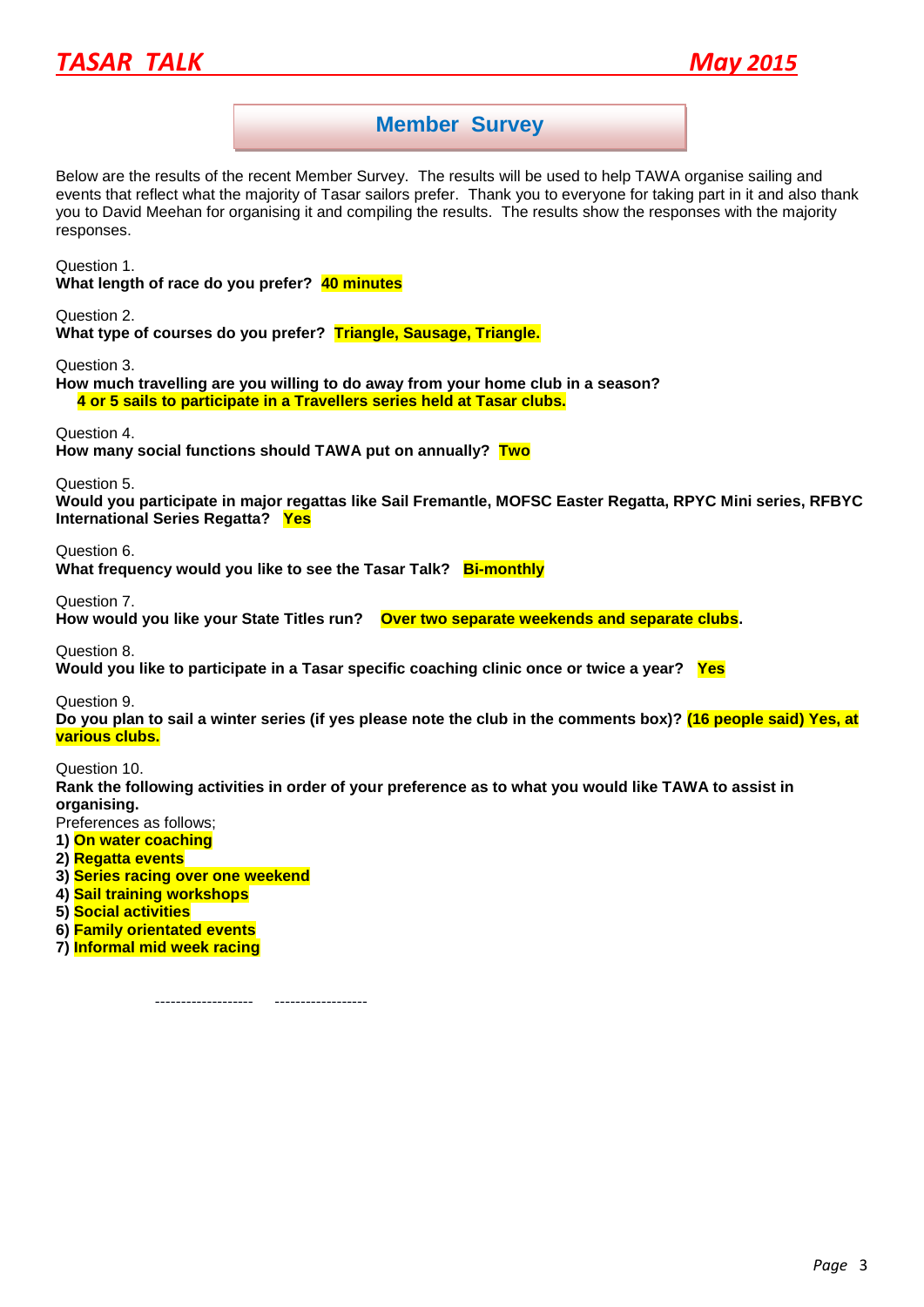## Member Survey

Below are the results of the recent Member Survey. The results will be used to help TAWA organise sailing and events that reflect what the majority of Tasar sailors prefer. Thank you to everyone for taking part in it and also thank you to David Meehan for organising it and compiling the results. The results show the responses with the majority responses.

Question 1.
**What length of race do you prefer? 40 minutes**

Question 2.
**What type of courses do you prefer? Triangle, Sausage, Triangle.**

Question 3.
**How much travelling are you willing to do away from your home club in a season?**
**4 or 5 sails to participate in a Travellers series held at Tasar clubs.**

Question 4.
**How many social functions should TAWA put on annually? Two**

Question 5.
**Would you participate in major regattas like Sail Fremantle, MOFSC Easter Regatta, RPYC Mini series, RFBYC International Series Regatta? Yes**

Question 6.
**What frequency would you like to see the Tasar Talk? Bi-monthly**

Question 7.
**How would you like your State Titles run? Over two separate weekends and separate clubs.**

Question 8.
**Would you like to participate in a Tasar specific coaching clinic once or twice a year? Yes**

Question 9.
**Do you plan to sail a winter series (if yes please note the club in the comments box)? (16 people said) Yes, at various clubs.**

Question 10.
**Rank the following activities in order of your preference as to what you would like TAWA to assist in organising.**
Preferences as follows;
1) **On water coaching**
2) **Regatta events**
3) **Series racing over one weekend**
4) **Sail training workshops**
5) **Social activities**
6) **Family orientated events**
7) **Informal mid week racing**

------------------- ------------------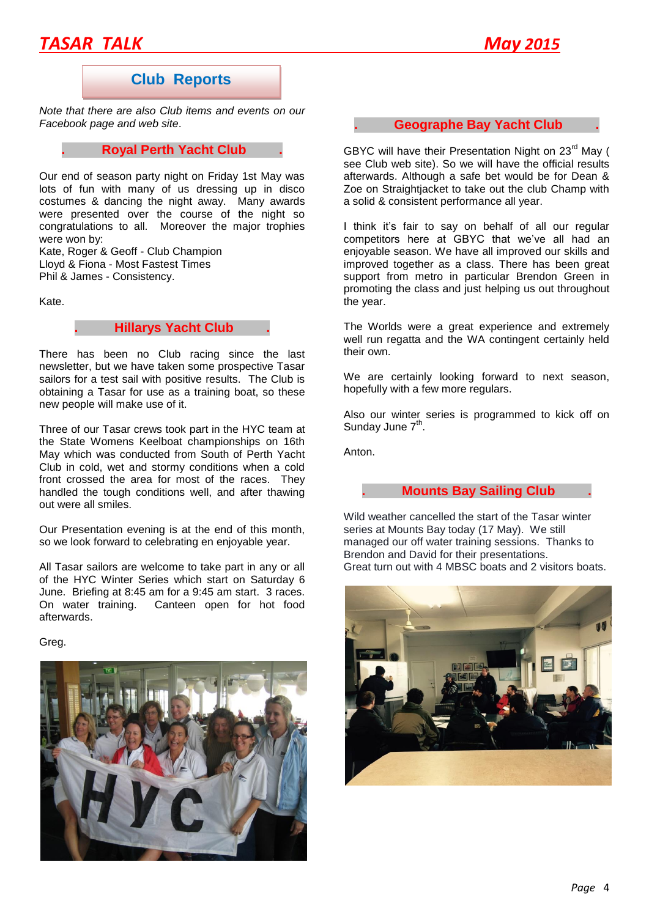## Club Reports

*Note that there are also Club items and events on our Facebook page and web site*.

### Royal Perth Yacht Club

Our end of season party night on Friday 1st May was lots of fun with many of us dressing up in disco costumes & dancing the night away. Many awards were presented over the course of the night so congratulations to all. Moreover the major trophies were won by:
Kate, Roger & Geoff - Club Champion
Lloyd & Fiona - Most Fastest Times
Phil & James - Consistency.

Kate.

### Hillarys Yacht Club

There has been no Club racing since the last newsletter, but we have taken some prospective Tasar sailors for a test sail with positive results. The Club is obtaining a Tasar for use as a training boat, so these new people will make use of it.

Three of our Tasar crews took part in the HYC team at the State Womens Keelboat championships on 16th May which was conducted from South of Perth Yacht Club in cold, wet and stormy conditions when a cold front crossed the area for most of the races. They handled the tough conditions well, and after thawing out were all smiles.

Our Presentation evening is at the end of this month, so we look forward to celebrating en enjoyable year.

All Tasar sailors are welcome to take part in any or all of the HYC Winter Series which start on Saturday 6 June. Briefing at 8:45 am for a 9:45 am start. 3 races. On water training. Canteen open for hot food afterwards.

Greg.

### Geographe Bay Yacht Club

GBYC will have their Presentation Night on 23rd May ( see Club web site). So we will have the official results afterwards. Although a safe bet would be for Dean & Zoe on Straightjacket to take out the club Champ with a solid & consistent performance all year.

I think it's fair to say on behalf of all our regular competitors here at GBYC that we've all had an enjoyable season. We have all improved our skills and improved together as a class. There has been great support from metro in particular Brendon Green in promoting the class and just helping us out throughout the year.

The Worlds were a great experience and extremely well run regatta and the WA contingent certainly held their own.

We are certainly looking forward to next season, hopefully with a few more regulars.

Also our winter series is programmed to kick off on Sunday June 7th.

Anton.

### Mounts Bay Sailing Club

Wild weather cancelled the start of the Tasar winter series at Mounts Bay today (17 May). We still managed our off water training sessions. Thanks to Brendon and David for their presentations.
Great turn out with 4 MBSC boats and 2 visitors boats.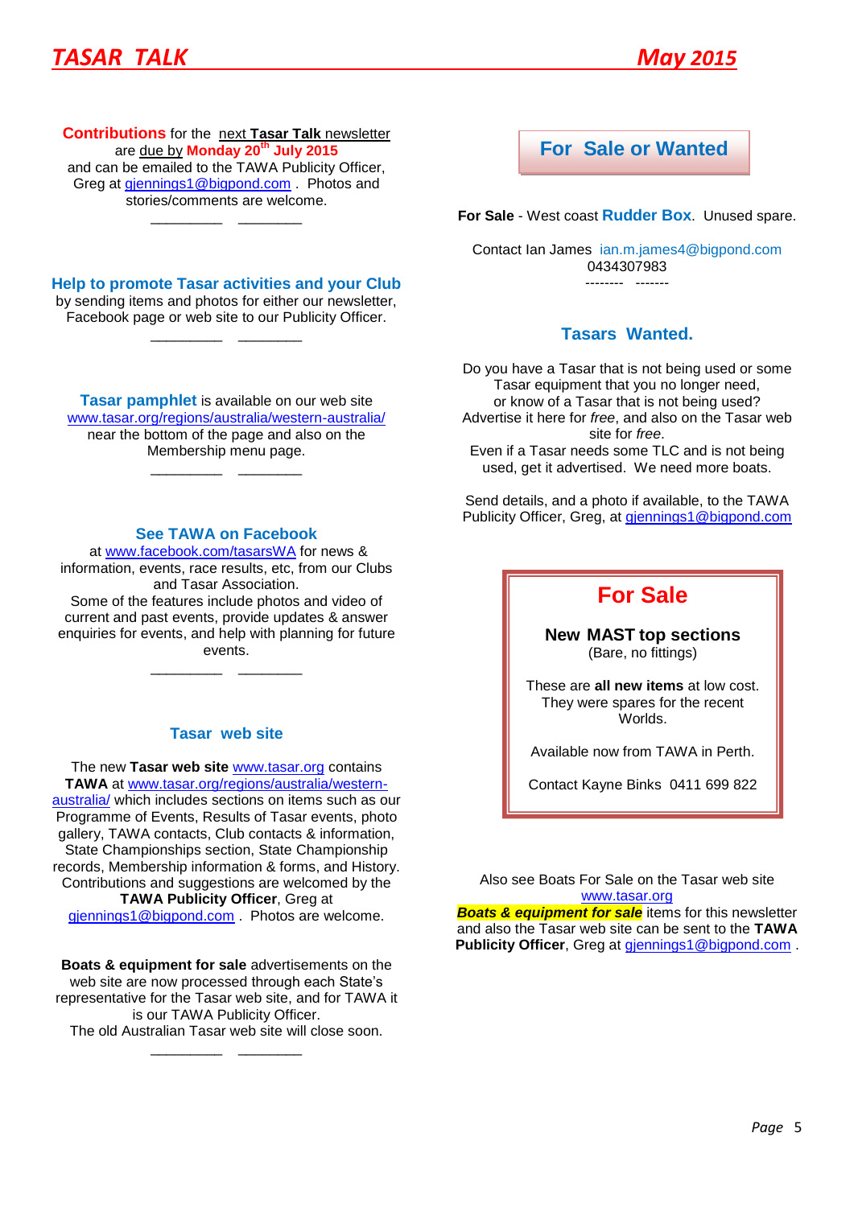**Contributions** for the next **Tasar Talk** newsletter are due by **Monday 20th July 2015** and can be emailed to the TAWA Publicity Officer, Greg at gjennings1@bigpond.com . Photos and stories/comments are welcome.

________ ________

**Help to promote Tasar activities and your Club** by sending items and photos for either our newsletter, Facebook page or web site to our Publicity Officer.

________ ________

**Tasar pamphlet** is available on our web site www.tasar.org/regions/australia/western-australia/ near the bottom of the page and also on the Membership menu page.

________ ________

### See TAWA on Facebook

at www.facebook.com/tasarsWA for news & information, events, race results, etc, from our Clubs and Tasar Association.
Some of the features include photos and video of current and past events, provide updates & answer enquiries for events, and help with planning for future events.

________ ________

### Tasar web site

The new **Tasar web site** www.tasar.org contains **TAWA** at www.tasar.org/regions/australia/western-australia/ which includes sections on items such as our Programme of Events, Results of Tasar events, photo gallery, TAWA contacts, Club contacts & information, State Championships section, State Championship records, Membership information & forms, and History. Contributions and suggestions are welcomed by the **TAWA Publicity Officer**, Greg at gjennings1@bigpond.com . Photos are welcome.

**Boats & equipment for sale** advertisements on the web site are now processed through each State's representative for the Tasar web site, and for TAWA it is our TAWA Publicity Officer.
The old Australian Tasar web site will close soon.

________ ________

## For Sale or Wanted

**For Sale** - West coast **Rudder Box**. Unused spare.

Contact Ian James ian.m.james4@bigpond.com
0434307983

-------- -------

### Tasars Wanted.

Do you have a Tasar that is not being used or some Tasar equipment that you no longer need, or know of a Tasar that is not being used?
Advertise it here for *free*, and also on the Tasar web site for *free*.
Even if a Tasar needs some TLC and is not being used, get it advertised. We need more boats.

Send details, and a photo if available, to the TAWA Publicity Officer, Greg, at gjennings1@bigpond.com

### For Sale

**New MAST top sections**
(Bare, no fittings)

These are **all new items** at low cost. They were spares for the recent Worlds.

Available now from TAWA in Perth.

Contact Kayne Binks 0411 699 822

Also see Boats For Sale on the Tasar web site www.tasar.org
***Boats & equipment for sale*** items for this newsletter and also the Tasar web site can be sent to the **TAWA Publicity Officer**, Greg at gjennings1@bigpond.com .